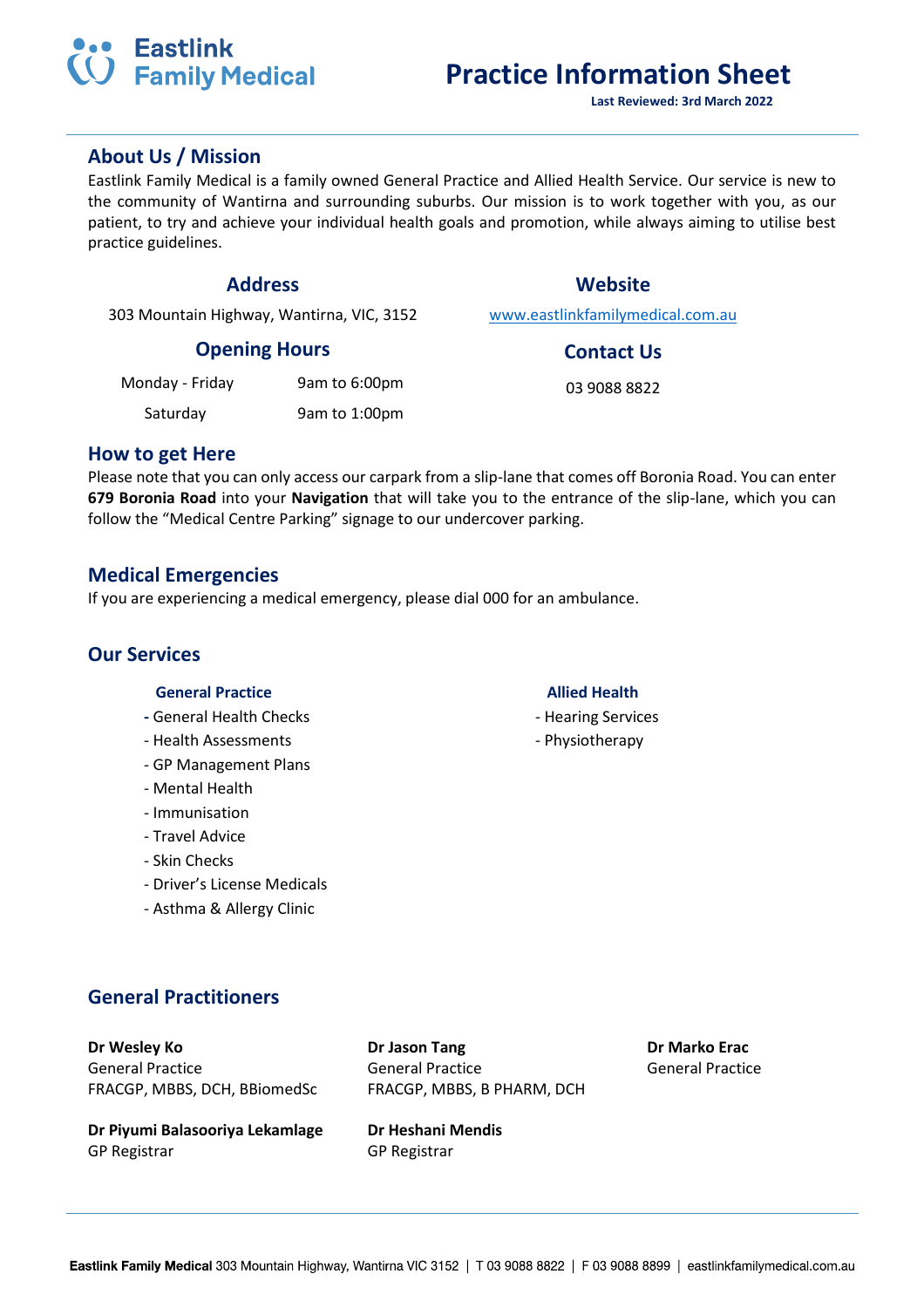Eastlink Family Medical

# Practice Information Sheet

**Last Reviewed: 3rd March 2022**

## About Us / Mission

Eastlink Family Medical is a family owned General Practice and Allied Health Service. Our service is new to the community of Wantirna and surrounding suburbs. Our mission is to work together with you, as our patient, to try and achieve your individual health goals and promotion, while always aiming to utilise best practice guidelines.

### Address

303 Mountain Highway, Wantirna, VIC, 3152

### Website

www.eastlinkfamilymedical.com.au

### Opening Hours

| Monday - Friday | 9am to 6:00pm |
|---|---|
| Saturday | 9am to 1:00pm |

### Contact Us

03 9088 8822

## How to get Here

Please note that you can only access our carpark from a slip-lane that comes off Boronia Road. You can enter **679 Boronia Road** into your **Navigation** that will take you to the entrance of the slip-lane, which you can follow the "Medical Centre Parking" signage to our undercover parking.

## Medical Emergencies

If you are experiencing a medical emergency, please dial 000 for an ambulance.

## Our Services

### General Practice

- General Health Checks
- Health Assessments
- GP Management Plans
- Mental Health
- Immunisation
- Travel Advice
- Skin Checks
- Driver's License Medicals
- Asthma & Allergy Clinic

### Allied Health

- Hearing Services
- Physiotherapy

## General Practitioners

**Dr Wesley Ko**
General Practice
FRACGP, MBBS, DCH, BBiomedSc

**Dr Jason Tang**
General Practice
FRACGP, MBBS, B PHARM, DCH

**Dr Marko Erac**
General Practice

**Dr Piyumi Balasooriya Lekamlage**
GP Registrar

**Dr Heshani Mendis**
GP Registrar

**Eastlink Family Medical** 303 Mountain Highway, Wantirna VIC 3152 | T 03 9088 8822 | F 03 9088 8899 | eastlinkfamilymedical.com.au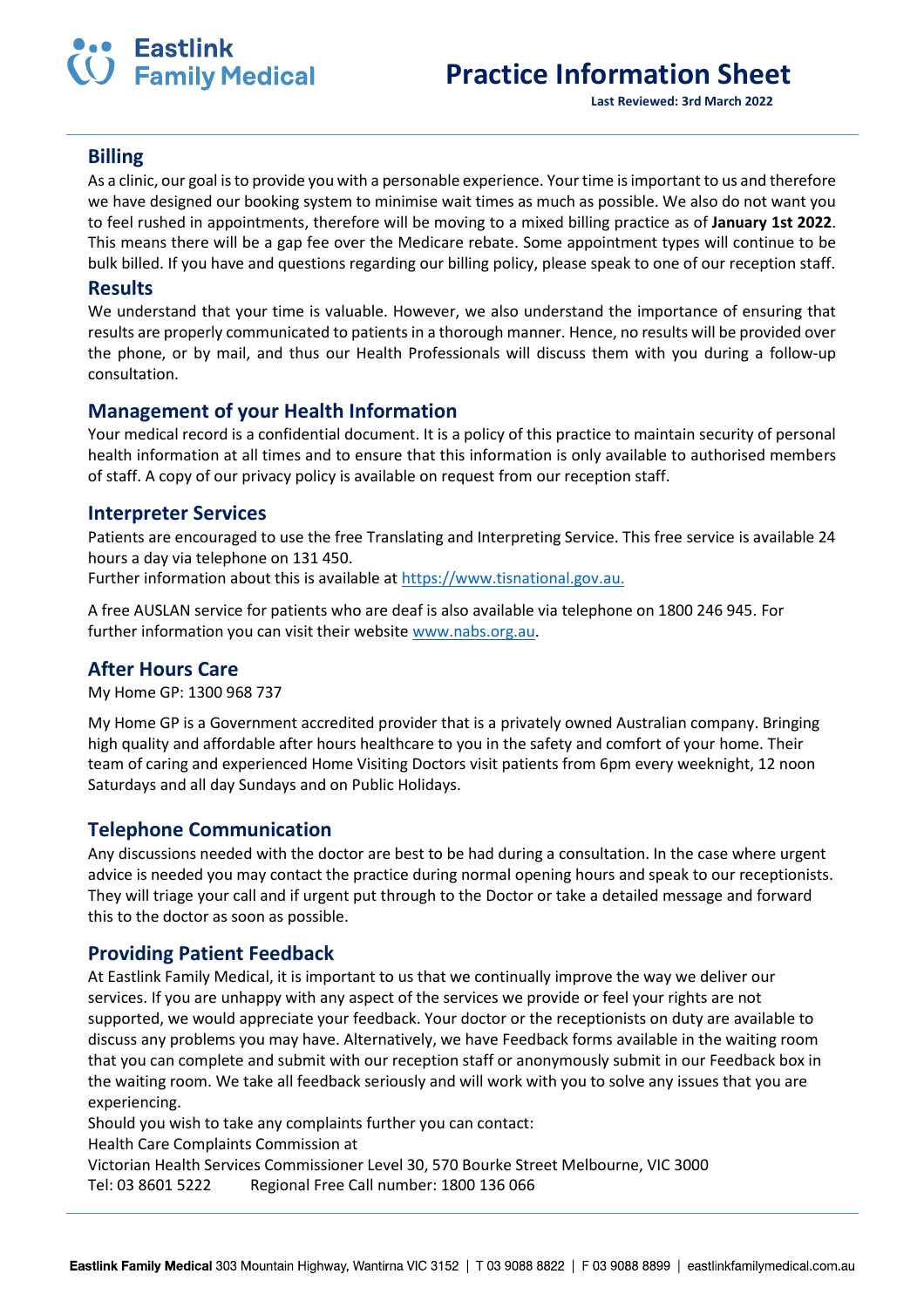# Practice Information Sheet

**Last Reviewed: 3rd March 2022**

## Billing

As a clinic, our goal is to provide you with a personable experience. Your time is important to us and therefore we have designed our booking system to minimise wait times as much as possible. We also do not want you to feel rushed in appointments, therefore will be moving to a mixed billing practice as of **January 1st 2022**. This means there will be a gap fee over the Medicare rebate. Some appointment types will continue to be bulk billed. If you have and questions regarding our billing policy, please speak to one of our reception staff.

## Results

We understand that your time is valuable. However, we also understand the importance of ensuring that results are properly communicated to patients in a thorough manner. Hence, no results will be provided over the phone, or by mail, and thus our Health Professionals will discuss them with you during a follow-up consultation.

## Management of your Health Information

Your medical record is a confidential document. It is a policy of this practice to maintain security of personal health information at all times and to ensure that this information is only available to authorised members of staff. A copy of our privacy policy is available on request from our reception staff.

## Interpreter Services

Patients are encouraged to use the free Translating and Interpreting Service. This free service is available 24 hours a day via telephone on 131 450.
Further information about this is available at https://www.tisnational.gov.au.

A free AUSLAN service for patients who are deaf is also available via telephone on 1800 246 945. For further information you can visit their website www.nabs.org.au.

## After Hours Care

My Home GP: 1300 968 737

My Home GP is a Government accredited provider that is a privately owned Australian company. Bringing high quality and affordable after hours healthcare to you in the safety and comfort of your home. Their team of caring and experienced Home Visiting Doctors visit patients from 6pm every weeknight, 12 noon Saturdays and all day Sundays and on Public Holidays.

## Telephone Communication

Any discussions needed with the doctor are best to be had during a consultation. In the case where urgent advice is needed you may contact the practice during normal opening hours and speak to our receptionists. They will triage your call and if urgent put through to the Doctor or take a detailed message and forward this to the doctor as soon as possible.

## Providing Patient Feedback

At Eastlink Family Medical, it is important to us that we continually improve the way we deliver our services. If you are unhappy with any aspect of the services we provide or feel your rights are not supported, we would appreciate your feedback. Your doctor or the receptionists on duty are available to discuss any problems you may have. Alternatively, we have Feedback forms available in the waiting room that you can complete and submit with our reception staff or anonymously submit in our Feedback box in the waiting room. We take all feedback seriously and will work with you to solve any issues that you are experiencing.
Should you wish to take any complaints further you can contact:
Health Care Complaints Commission at
Victorian Health Services Commissioner Level 30, 570 Bourke Street Melbourne, VIC 3000
Tel: 03 8601 5222 Regional Free Call number: 1800 136 066

**Eastlink Family Medical** 303 Mountain Highway, Wantirna VIC 3152 | T 03 9088 8822 | F 03 9088 8899 | eastlinkfamilymedical.com.au